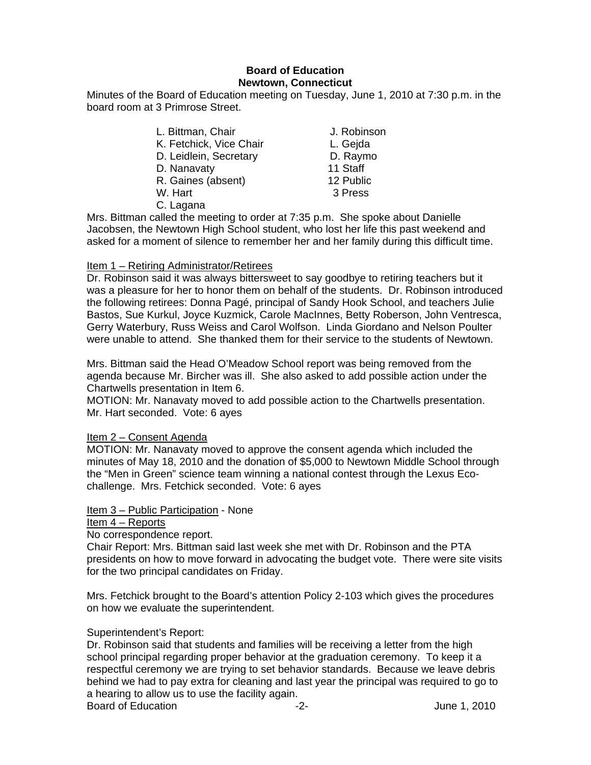**Board of Education**
**Newtown, Connecticut**

Minutes of the Board of Education meeting on Tuesday, June 1, 2010 at 7:30 p.m. in the board room at 3 Primrose Street.

| | |
|---|---|
| L. Bittman, Chair | J. Robinson |
| K. Fetchick, Vice Chair | L. Gejda |
| D. Leidlein, Secretary | D. Raymo |
| D. Nanavaty | 11 Staff |
| R. Gaines (absent) | 12 Public |
| W. Hart | 3 Press |
| C. Lagana | |

Mrs. Bittman called the meeting to order at 7:35 p.m. She spoke about Danielle Jacobsen, the Newtown High School student, who lost her life this past weekend and asked for a moment of silence to remember her and her family during this difficult time.

Item 1 – Retiring Administrator/Retirees

Dr. Robinson said it was always bittersweet to say goodbye to retiring teachers but it was a pleasure for her to honor them on behalf of the students. Dr. Robinson introduced the following retirees: Donna Pagé, principal of Sandy Hook School, and teachers Julie Bastos, Sue Kurkul, Joyce Kuzmick, Carole MacInnes, Betty Roberson, John Ventresca, Gerry Waterbury, Russ Weiss and Carol Wolfson. Linda Giordano and Nelson Poulter were unable to attend. She thanked them for their service to the students of Newtown.

Mrs. Bittman said the Head O'Meadow School report was being removed from the agenda because Mr. Bircher was ill. She also asked to add possible action under the Chartwells presentation in Item 6.

MOTION: Mr. Nanavaty moved to add possible action to the Chartwells presentation. Mr. Hart seconded. Vote: 6 ayes

Item 2 – Consent Agenda

MOTION: Mr. Nanavaty moved to approve the consent agenda which included the minutes of May 18, 2010 and the donation of $5,000 to Newtown Middle School through the "Men in Green" science team winning a national contest through the Lexus Eco-challenge. Mrs. Fetchick seconded. Vote: 6 ayes

Item 3 – Public Participation - None

Item 4 – Reports

No correspondence report.

Chair Report: Mrs. Bittman said last week she met with Dr. Robinson and the PTA presidents on how to move forward in advocating the budget vote. There were site visits for the two principal candidates on Friday.

Mrs. Fetchick brought to the Board's attention Policy 2-103 which gives the procedures on how we evaluate the superintendent.

Superintendent's Report:

Dr. Robinson said that students and families will be receiving a letter from the high school principal regarding proper behavior at the graduation ceremony. To keep it a respectful ceremony we are trying to set behavior standards. Because we leave debris behind we had to pay extra for cleaning and last year the principal was required to go to a hearing to allow us to use the facility again.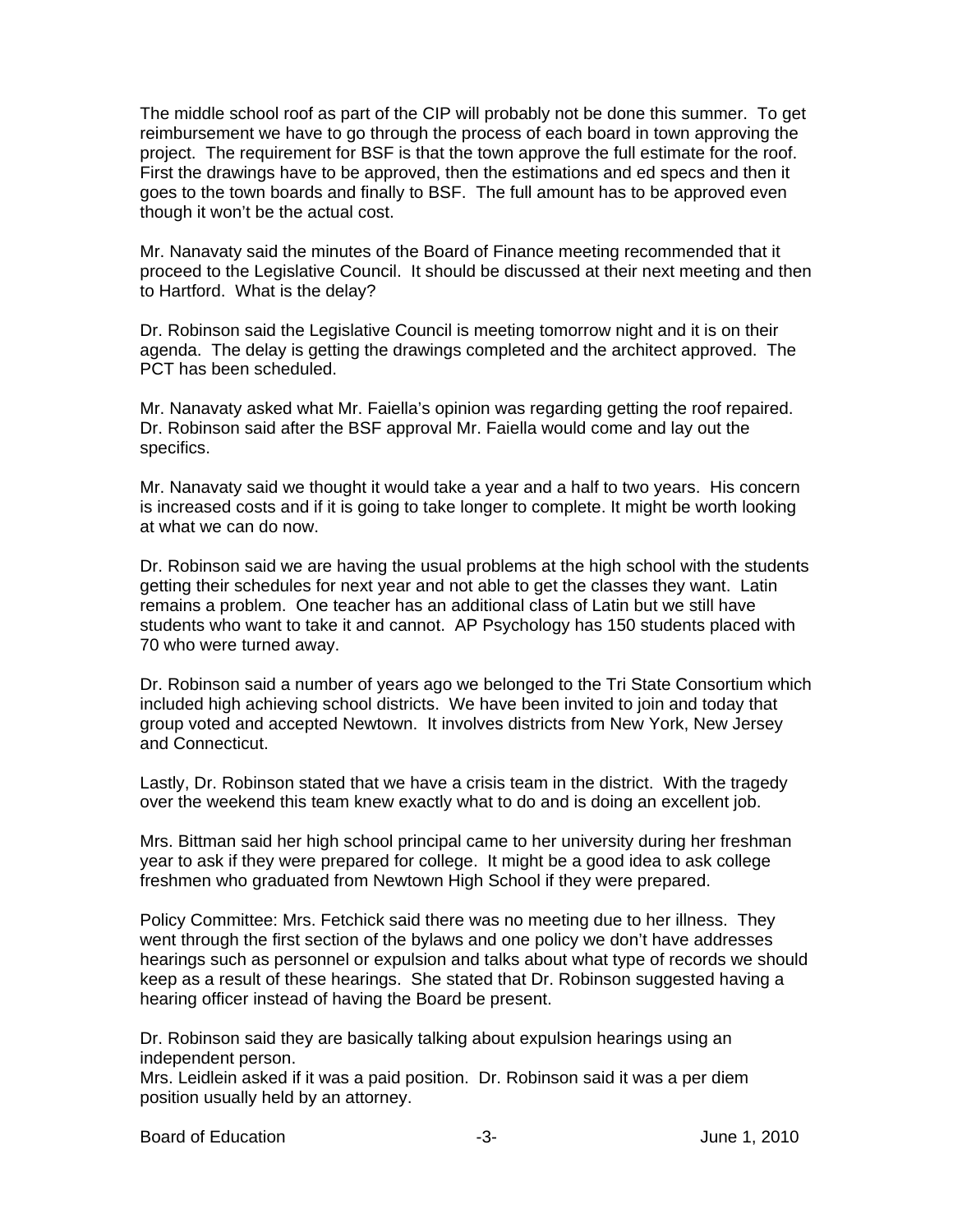The middle school roof as part of the CIP will probably not be done this summer. To get reimbursement we have to go through the process of each board in town approving the project. The requirement for BSF is that the town approve the full estimate for the roof. First the drawings have to be approved, then the estimations and ed specs and then it goes to the town boards and finally to BSF. The full amount has to be approved even though it won't be the actual cost.

Mr. Nanavaty said the minutes of the Board of Finance meeting recommended that it proceed to the Legislative Council. It should be discussed at their next meeting and then to Hartford. What is the delay?

Dr. Robinson said the Legislative Council is meeting tomorrow night and it is on their agenda. The delay is getting the drawings completed and the architect approved. The PCT has been scheduled.

Mr. Nanavaty asked what Mr. Faiella's opinion was regarding getting the roof repaired. Dr. Robinson said after the BSF approval Mr. Faiella would come and lay out the specifics.

Mr. Nanavaty said we thought it would take a year and a half to two years. His concern is increased costs and if it is going to take longer to complete. It might be worth looking at what we can do now.

Dr. Robinson said we are having the usual problems at the high school with the students getting their schedules for next year and not able to get the classes they want. Latin remains a problem. One teacher has an additional class of Latin but we still have students who want to take it and cannot. AP Psychology has 150 students placed with 70 who were turned away.

Dr. Robinson said a number of years ago we belonged to the Tri State Consortium which included high achieving school districts. We have been invited to join and today that group voted and accepted Newtown. It involves districts from New York, New Jersey and Connecticut.

Lastly, Dr. Robinson stated that we have a crisis team in the district. With the tragedy over the weekend this team knew exactly what to do and is doing an excellent job.

Mrs. Bittman said her high school principal came to her university during her freshman year to ask if they were prepared for college. It might be a good idea to ask college freshmen who graduated from Newtown High School if they were prepared.

Policy Committee: Mrs. Fetchick said there was no meeting due to her illness. They went through the first section of the bylaws and one policy we don't have addresses hearings such as personnel or expulsion and talks about what type of records we should keep as a result of these hearings. She stated that Dr. Robinson suggested having a hearing officer instead of having the Board be present.

Dr. Robinson said they are basically talking about expulsion hearings using an independent person.
Mrs. Leidlein asked if it was a paid position. Dr. Robinson said it was a per diem position usually held by an attorney.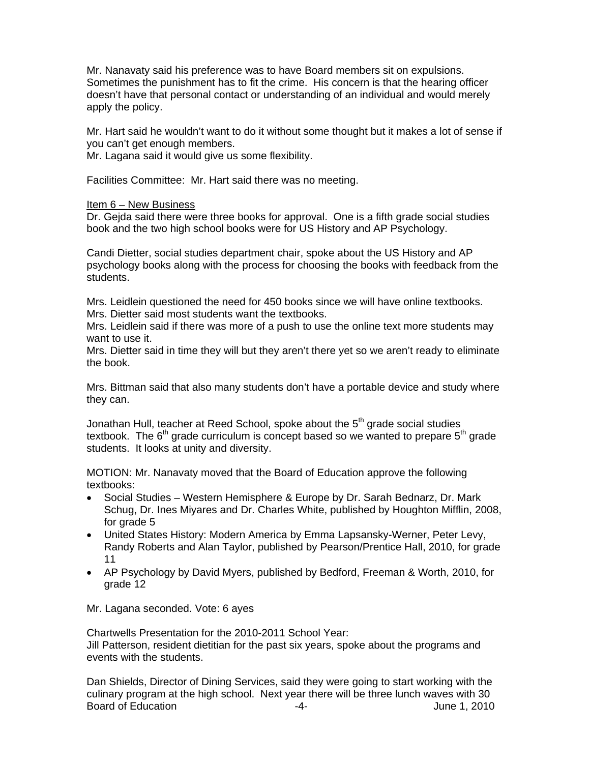Mr. Nanavaty said his preference was to have Board members sit on expulsions. Sometimes the punishment has to fit the crime. His concern is that the hearing officer doesn't have that personal contact or understanding of an individual and would merely apply the policy.

Mr. Hart said he wouldn't want to do it without some thought but it makes a lot of sense if you can't get enough members.
Mr. Lagana said it would give us some flexibility.

Facilities Committee: Mr. Hart said there was no meeting.

Item 6 – New Business
Dr. Gejda said there were three books for approval. One is a fifth grade social studies book and the two high school books were for US History and AP Psychology.

Candi Dietter, social studies department chair, spoke about the US History and AP psychology books along with the process for choosing the books with feedback from the students.

Mrs. Leidlein questioned the need for 450 books since we will have online textbooks.
Mrs. Dietter said most students want the textbooks.
Mrs. Leidlein said if there was more of a push to use the online text more students may want to use it.
Mrs. Dietter said in time they will but they aren't there yet so we aren't ready to eliminate the book.

Mrs. Bittman said that also many students don't have a portable device and study where they can.

Jonathan Hull, teacher at Reed School, spoke about the 5th grade social studies textbook. The 6th grade curriculum is concept based so we wanted to prepare 5th grade students. It looks at unity and diversity.

MOTION: Mr. Nanavaty moved that the Board of Education approve the following textbooks:

- Social Studies – Western Hemisphere & Europe by Dr. Sarah Bednarz, Dr. Mark Schug, Dr. Ines Miyares and Dr. Charles White, published by Houghton Mifflin, 2008, for grade 5
- United States History: Modern America by Emma Lapsansky-Werner, Peter Levy, Randy Roberts and Alan Taylor, published by Pearson/Prentice Hall, 2010, for grade 11
- AP Psychology by David Myers, published by Bedford, Freeman & Worth, 2010, for grade 12

Mr. Lagana seconded. Vote: 6 ayes

Chartwells Presentation for the 2010-2011 School Year:
Jill Patterson, resident dietitian for the past six years, spoke about the programs and events with the students.

Dan Shields, Director of Dining Services, said they were going to start working with the culinary program at the high school. Next year there will be three lunch waves with 30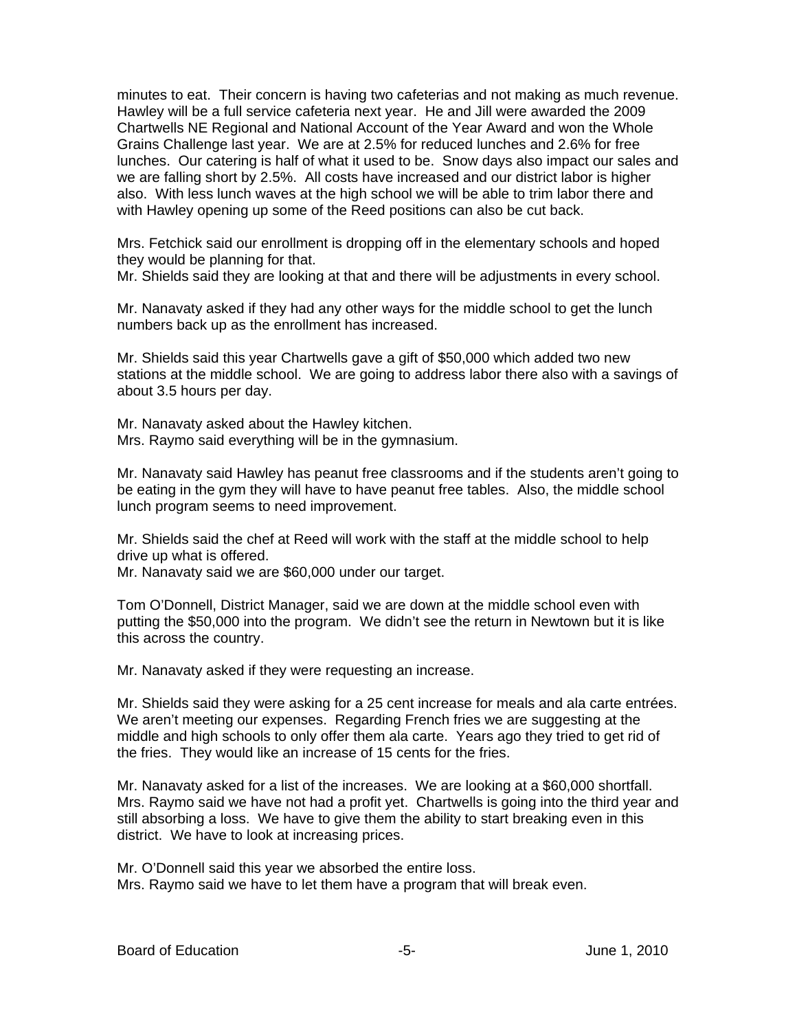minutes to eat. Their concern is having two cafeterias and not making as much revenue. Hawley will be a full service cafeteria next year. He and Jill were awarded the 2009 Chartwells NE Regional and National Account of the Year Award and won the Whole Grains Challenge last year. We are at 2.5% for reduced lunches and 2.6% for free lunches. Our catering is half of what it used to be. Snow days also impact our sales and we are falling short by 2.5%. All costs have increased and our district labor is higher also. With less lunch waves at the high school we will be able to trim labor there and with Hawley opening up some of the Reed positions can also be cut back.

Mrs. Fetchick said our enrollment is dropping off in the elementary schools and hoped they would be planning for that.
Mr. Shields said they are looking at that and there will be adjustments in every school.

Mr. Nanavaty asked if they had any other ways for the middle school to get the lunch numbers back up as the enrollment has increased.

Mr. Shields said this year Chartwells gave a gift of $50,000 which added two new stations at the middle school. We are going to address labor there also with a savings of about 3.5 hours per day.

Mr. Nanavaty asked about the Hawley kitchen.
Mrs. Raymo said everything will be in the gymnasium.

Mr. Nanavaty said Hawley has peanut free classrooms and if the students aren't going to be eating in the gym they will have to have peanut free tables. Also, the middle school lunch program seems to need improvement.

Mr. Shields said the chef at Reed will work with the staff at the middle school to help drive up what is offered.
Mr. Nanavaty said we are $60,000 under our target.

Tom O'Donnell, District Manager, said we are down at the middle school even with putting the $50,000 into the program. We didn't see the return in Newtown but it is like this across the country.

Mr. Nanavaty asked if they were requesting an increase.

Mr. Shields said they were asking for a 25 cent increase for meals and ala carte entrées. We aren't meeting our expenses. Regarding French fries we are suggesting at the middle and high schools to only offer them ala carte. Years ago they tried to get rid of the fries. They would like an increase of 15 cents for the fries.

Mr. Nanavaty asked for a list of the increases. We are looking at a $60,000 shortfall.
Mrs. Raymo said we have not had a profit yet. Chartwells is going into the third year and still absorbing a loss. We have to give them the ability to start breaking even in this district. We have to look at increasing prices.

Mr. O'Donnell said this year we absorbed the entire loss.
Mrs. Raymo said we have to let them have a program that will break even.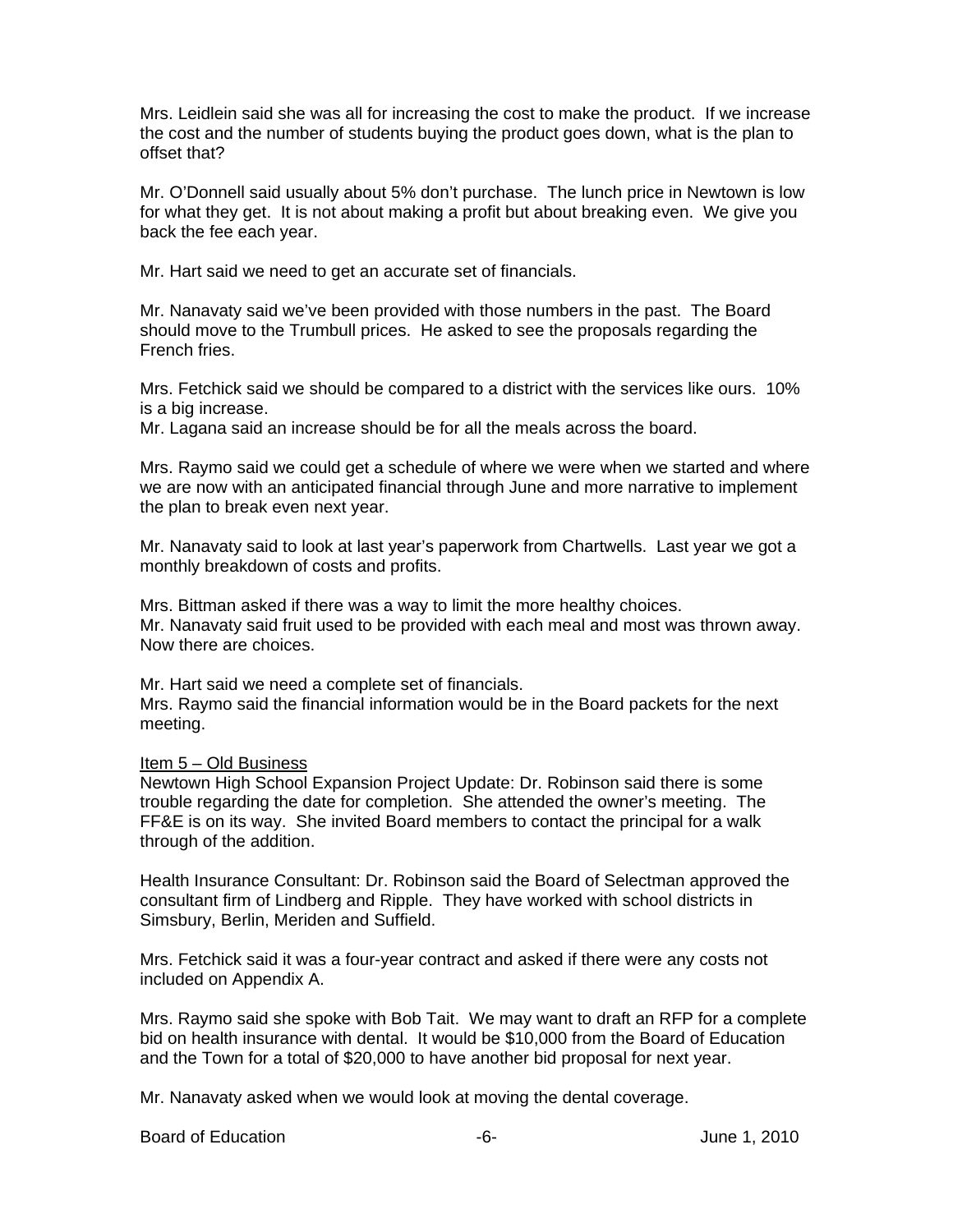Mrs. Leidlein said she was all for increasing the cost to make the product. If we increase the cost and the number of students buying the product goes down, what is the plan to offset that?

Mr. O'Donnell said usually about 5% don't purchase. The lunch price in Newtown is low for what they get. It is not about making a profit but about breaking even. We give you back the fee each year.

Mr. Hart said we need to get an accurate set of financials.

Mr. Nanavaty said we've been provided with those numbers in the past. The Board should move to the Trumbull prices. He asked to see the proposals regarding the French fries.

Mrs. Fetchick said we should be compared to a district with the services like ours. 10% is a big increase.
Mr. Lagana said an increase should be for all the meals across the board.

Mrs. Raymo said we could get a schedule of where we were when we started and where we are now with an anticipated financial through June and more narrative to implement the plan to break even next year.

Mr. Nanavaty said to look at last year's paperwork from Chartwells. Last year we got a monthly breakdown of costs and profits.

Mrs. Bittman asked if there was a way to limit the more healthy choices.
Mr. Nanavaty said fruit used to be provided with each meal and most was thrown away. Now there are choices.

Mr. Hart said we need a complete set of financials.
Mrs. Raymo said the financial information would be in the Board packets for the next meeting.

Item 5 – Old Business
Newtown High School Expansion Project Update: Dr. Robinson said there is some trouble regarding the date for completion. She attended the owner's meeting. The FF&E is on its way. She invited Board members to contact the principal for a walk through of the addition.

Health Insurance Consultant: Dr. Robinson said the Board of Selectman approved the consultant firm of Lindberg and Ripple. They have worked with school districts in Simsbury, Berlin, Meriden and Suffield.

Mrs. Fetchick said it was a four-year contract and asked if there were any costs not included on Appendix A.

Mrs. Raymo said she spoke with Bob Tait. We may want to draft an RFP for a complete bid on health insurance with dental. It would be $10,000 from the Board of Education and the Town for a total of $20,000 to have another bid proposal for next year.

Mr. Nanavaty asked when we would look at moving the dental coverage.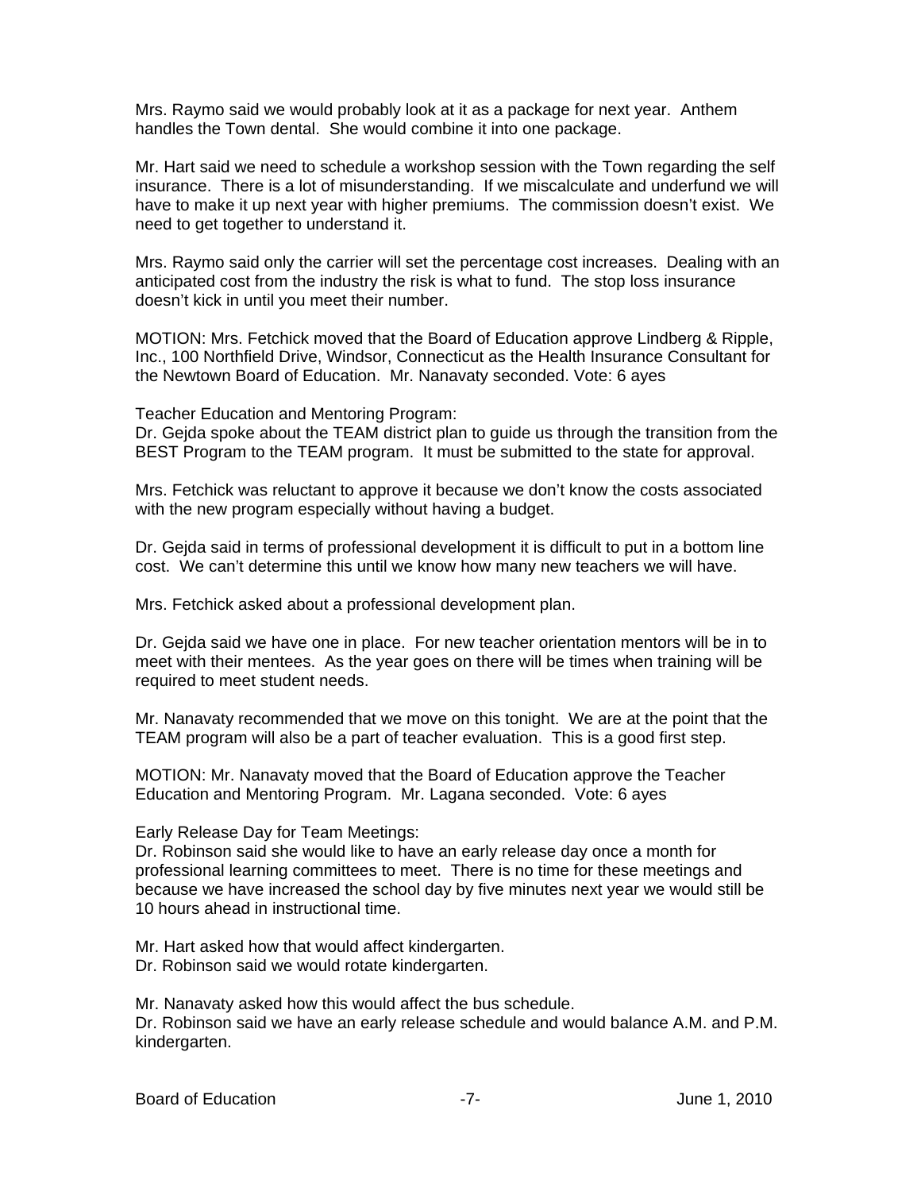Mrs. Raymo said we would probably look at it as a package for next year. Anthem handles the Town dental. She would combine it into one package.

Mr. Hart said we need to schedule a workshop session with the Town regarding the self insurance. There is a lot of misunderstanding. If we miscalculate and underfund we will have to make it up next year with higher premiums. The commission doesn't exist. We need to get together to understand it.

Mrs. Raymo said only the carrier will set the percentage cost increases. Dealing with an anticipated cost from the industry the risk is what to fund. The stop loss insurance doesn't kick in until you meet their number.

MOTION: Mrs. Fetchick moved that the Board of Education approve Lindberg & Ripple, Inc., 100 Northfield Drive, Windsor, Connecticut as the Health Insurance Consultant for the Newtown Board of Education. Mr. Nanavaty seconded. Vote: 6 ayes

Teacher Education and Mentoring Program:
Dr. Gejda spoke about the TEAM district plan to guide us through the transition from the BEST Program to the TEAM program. It must be submitted to the state for approval.

Mrs. Fetchick was reluctant to approve it because we don't know the costs associated with the new program especially without having a budget.

Dr. Gejda said in terms of professional development it is difficult to put in a bottom line cost. We can't determine this until we know how many new teachers we will have.

Mrs. Fetchick asked about a professional development plan.

Dr. Gejda said we have one in place. For new teacher orientation mentors will be in to meet with their mentees. As the year goes on there will be times when training will be required to meet student needs.

Mr. Nanavaty recommended that we move on this tonight. We are at the point that the TEAM program will also be a part of teacher evaluation. This is a good first step.

MOTION: Mr. Nanavaty moved that the Board of Education approve the Teacher Education and Mentoring Program. Mr. Lagana seconded. Vote: 6 ayes

Early Release Day for Team Meetings:
Dr. Robinson said she would like to have an early release day once a month for professional learning committees to meet. There is no time for these meetings and because we have increased the school day by five minutes next year we would still be 10 hours ahead in instructional time.

Mr. Hart asked how that would affect kindergarten.
Dr. Robinson said we would rotate kindergarten.

Mr. Nanavaty asked how this would affect the bus schedule.
Dr. Robinson said we have an early release schedule and would balance A.M. and P.M. kindergarten.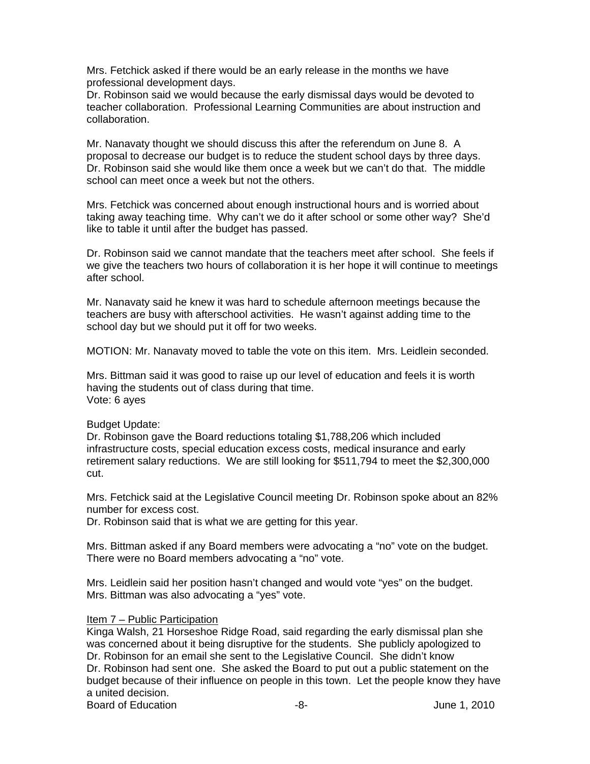Mrs. Fetchick asked if there would be an early release in the months we have professional development days.
Dr. Robinson said we would because the early dismissal days would be devoted to teacher collaboration. Professional Learning Communities are about instruction and collaboration.

Mr. Nanavaty thought we should discuss this after the referendum on June 8. A proposal to decrease our budget is to reduce the student school days by three days. Dr. Robinson said she would like them once a week but we can't do that. The middle school can meet once a week but not the others.

Mrs. Fetchick was concerned about enough instructional hours and is worried about taking away teaching time. Why can't we do it after school or some other way? She'd like to table it until after the budget has passed.

Dr. Robinson said we cannot mandate that the teachers meet after school. She feels if we give the teachers two hours of collaboration it is her hope it will continue to meetings after school.

Mr. Nanavaty said he knew it was hard to schedule afternoon meetings because the teachers are busy with afterschool activities. He wasn't against adding time to the school day but we should put it off for two weeks.

MOTION: Mr. Nanavaty moved to table the vote on this item. Mrs. Leidlein seconded.

Mrs. Bittman said it was good to raise up our level of education and feels it is worth having the students out of class during that time.
Vote: 6 ayes

Budget Update:
Dr. Robinson gave the Board reductions totaling $1,788,206 which included infrastructure costs, special education excess costs, medical insurance and early retirement salary reductions. We are still looking for $511,794 to meet the $2,300,000 cut.

Mrs. Fetchick said at the Legislative Council meeting Dr. Robinson spoke about an 82% number for excess cost.
Dr. Robinson said that is what we are getting for this year.

Mrs. Bittman asked if any Board members were advocating a "no" vote on the budget. There were no Board members advocating a "no" vote.

Mrs. Leidlein said her position hasn't changed and would vote "yes" on the budget. Mrs. Bittman was also advocating a "yes" vote.

<u>Item 7 – Public Participation</u>
Kinga Walsh, 21 Horseshoe Ridge Road, said regarding the early dismissal plan she was concerned about it being disruptive for the students. She publicly apologized to Dr. Robinson for an email she sent to the Legislative Council. She didn't know Dr. Robinson had sent one. She asked the Board to put out a public statement on the budget because of their influence on people in this town. Let the people know they have a united decision.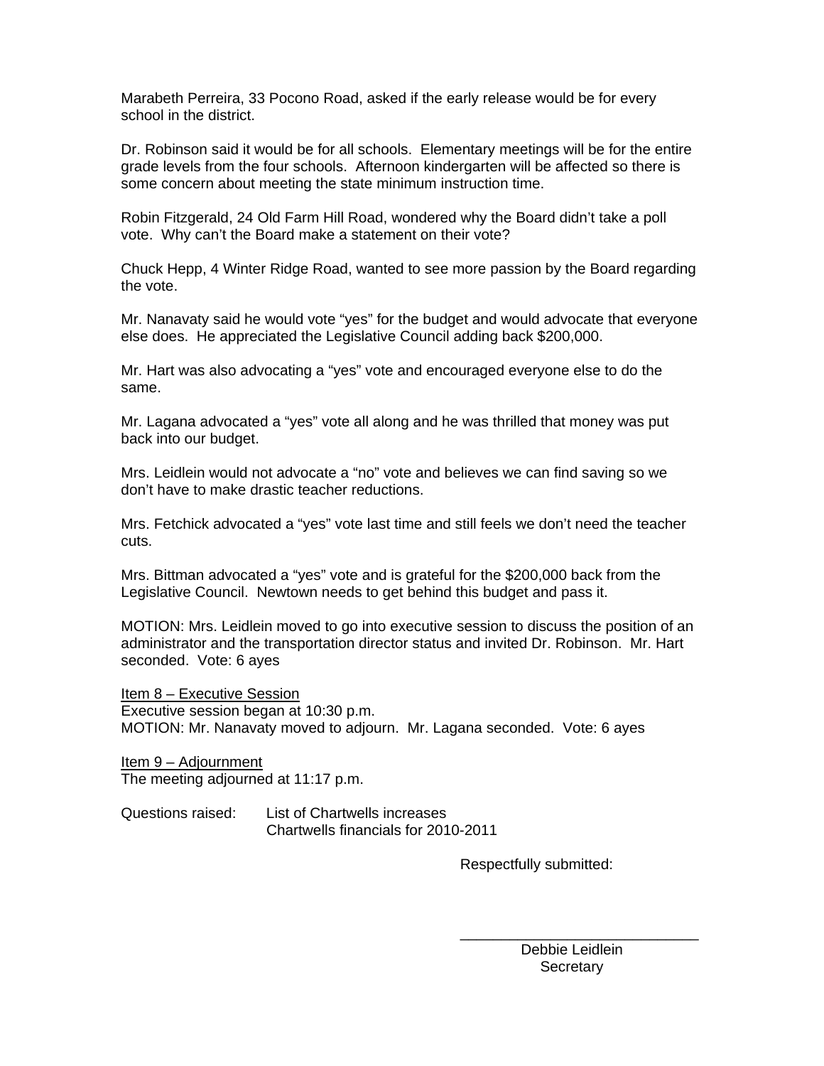Marabeth Perreira, 33 Pocono Road, asked if the early release would be for every school in the district.

Dr. Robinson said it would be for all schools. Elementary meetings will be for the entire grade levels from the four schools. Afternoon kindergarten will be affected so there is some concern about meeting the state minimum instruction time.

Robin Fitzgerald, 24 Old Farm Hill Road, wondered why the Board didn't take a poll vote. Why can't the Board make a statement on their vote?

Chuck Hepp, 4 Winter Ridge Road, wanted to see more passion by the Board regarding the vote.

Mr. Nanavaty said he would vote "yes" for the budget and would advocate that everyone else does. He appreciated the Legislative Council adding back $200,000.

Mr. Hart was also advocating a "yes" vote and encouraged everyone else to do the same.

Mr. Lagana advocated a "yes" vote all along and he was thrilled that money was put back into our budget.

Mrs. Leidlein would not advocate a "no" vote and believes we can find saving so we don't have to make drastic teacher reductions.

Mrs. Fetchick advocated a "yes" vote last time and still feels we don't need the teacher cuts.

Mrs. Bittman advocated a "yes" vote and is grateful for the $200,000 back from the Legislative Council. Newtown needs to get behind this budget and pass it.

MOTION: Mrs. Leidlein moved to go into executive session to discuss the position of an administrator and the transportation director status and invited Dr. Robinson. Mr. Hart seconded. Vote: 6 ayes

<u>Item 8 – Executive Session</u>
Executive session began at 10:30 p.m.
MOTION: Mr. Nanavaty moved to adjourn. Mr. Lagana seconded. Vote: 6 ayes

<u>Item 9 – Adjournment</u>
The meeting adjourned at 11:17 p.m.

Questions raised: List of Chartwells increases
Chartwells financials for 2010-2011

Respectfully submitted:

\_\_\_\_\_\_\_\_\_\_\_\_\_\_\_\_\_\_\_\_\_\_\_\_\_\_\_\_\_\_

Debbie Leidlein
Secretary